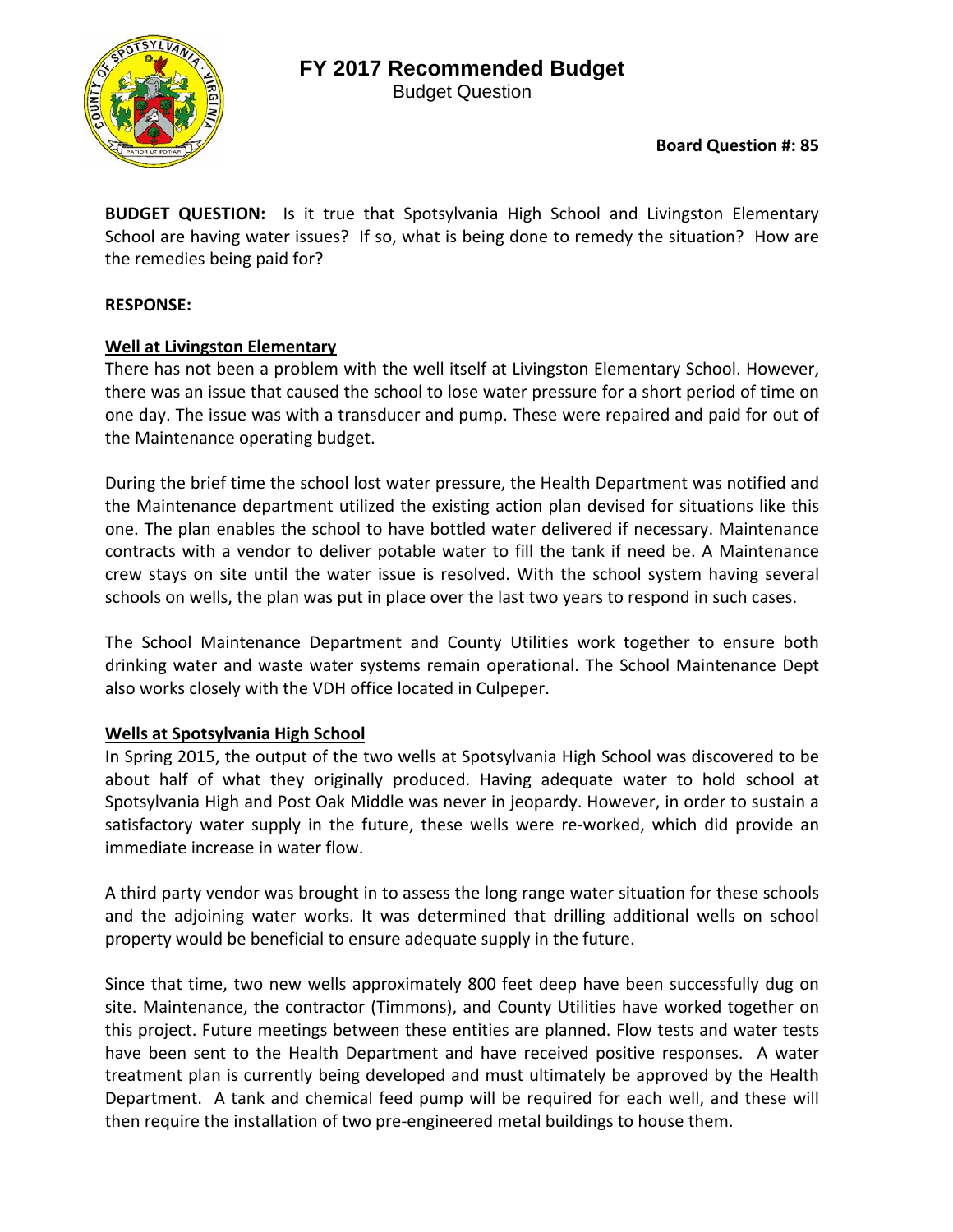# FY 2017 Recommended Budget

Budget Question

**Board Question #: 85**

**BUDGET QUESTION:** Is it true that Spotsylvania High School and Livingston Elementary School are having water issues? If so, what is being done to remedy the situation? How are the remedies being paid for?

**RESPONSE:**

**Well at Livingston Elementary**

There has not been a problem with the well itself at Livingston Elementary School. However, there was an issue that caused the school to lose water pressure for a short period of time on one day. The issue was with a transducer and pump. These were repaired and paid for out of the Maintenance operating budget.

During the brief time the school lost water pressure, the Health Department was notified and the Maintenance department utilized the existing action plan devised for situations like this one. The plan enables the school to have bottled water delivered if necessary. Maintenance contracts with a vendor to deliver potable water to fill the tank if need be. A Maintenance crew stays on site until the water issue is resolved. With the school system having several schools on wells, the plan was put in place over the last two years to respond in such cases.

The School Maintenance Department and County Utilities work together to ensure both drinking water and waste water systems remain operational. The School Maintenance Dept also works closely with the VDH office located in Culpeper.

**Wells at Spotsylvania High School**

In Spring 2015, the output of the two wells at Spotsylvania High School was discovered to be about half of what they originally produced. Having adequate water to hold school at Spotsylvania High and Post Oak Middle was never in jeopardy. However, in order to sustain a satisfactory water supply in the future, these wells were re-worked, which did provide an immediate increase in water flow.

A third party vendor was brought in to assess the long range water situation for these schools and the adjoining water works. It was determined that drilling additional wells on school property would be beneficial to ensure adequate supply in the future.

Since that time, two new wells approximately 800 feet deep have been successfully dug on site. Maintenance, the contractor (Timmons), and County Utilities have worked together on this project. Future meetings between these entities are planned. Flow tests and water tests have been sent to the Health Department and have received positive responses. A water treatment plan is currently being developed and must ultimately be approved by the Health Department. A tank and chemical feed pump will be required for each well, and these will then require the installation of two pre-engineered metal buildings to house them.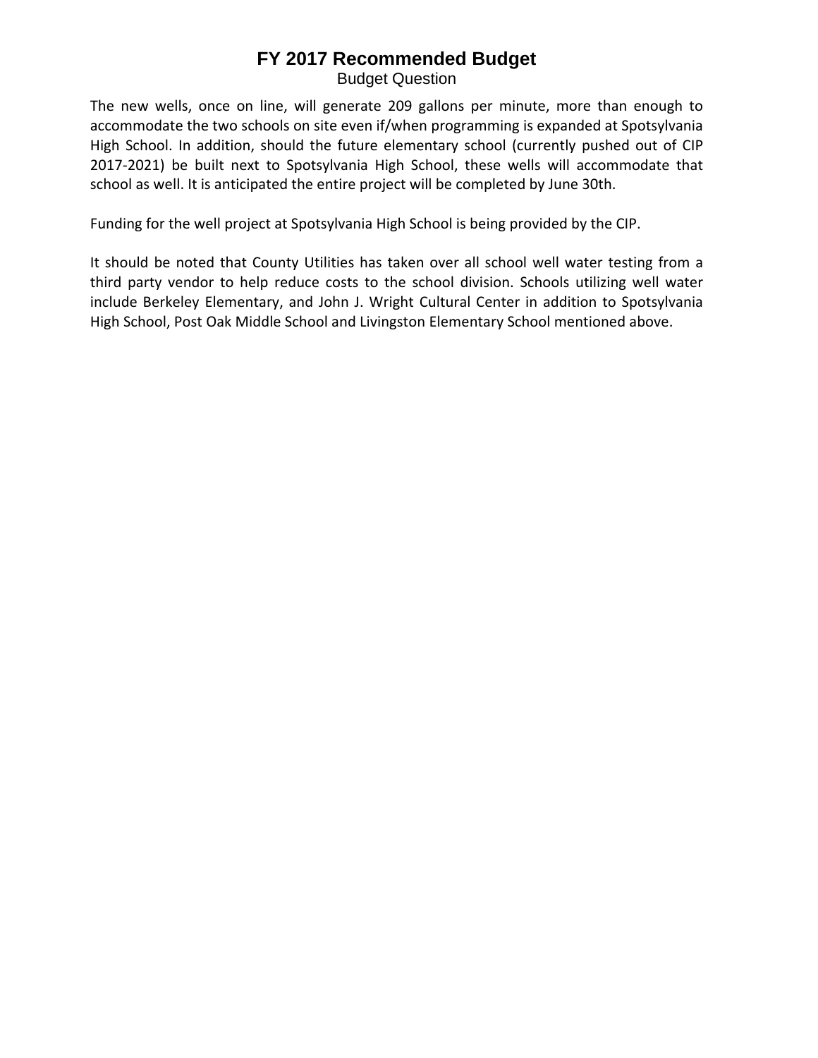# FY 2017 Recommended Budget

Budget Question

The new wells, once on line, will generate 209 gallons per minute, more than enough to accommodate the two schools on site even if/when programming is expanded at Spotsylvania High School. In addition, should the future elementary school (currently pushed out of CIP 2017-2021) be built next to Spotsylvania High School, these wells will accommodate that school as well. It is anticipated the entire project will be completed by June 30th.

Funding for the well project at Spotsylvania High School is being provided by the CIP.

It should be noted that County Utilities has taken over all school well water testing from a third party vendor to help reduce costs to the school division. Schools utilizing well water include Berkeley Elementary, and John J. Wright Cultural Center in addition to Spotsylvania High School, Post Oak Middle School and Livingston Elementary School mentioned above.